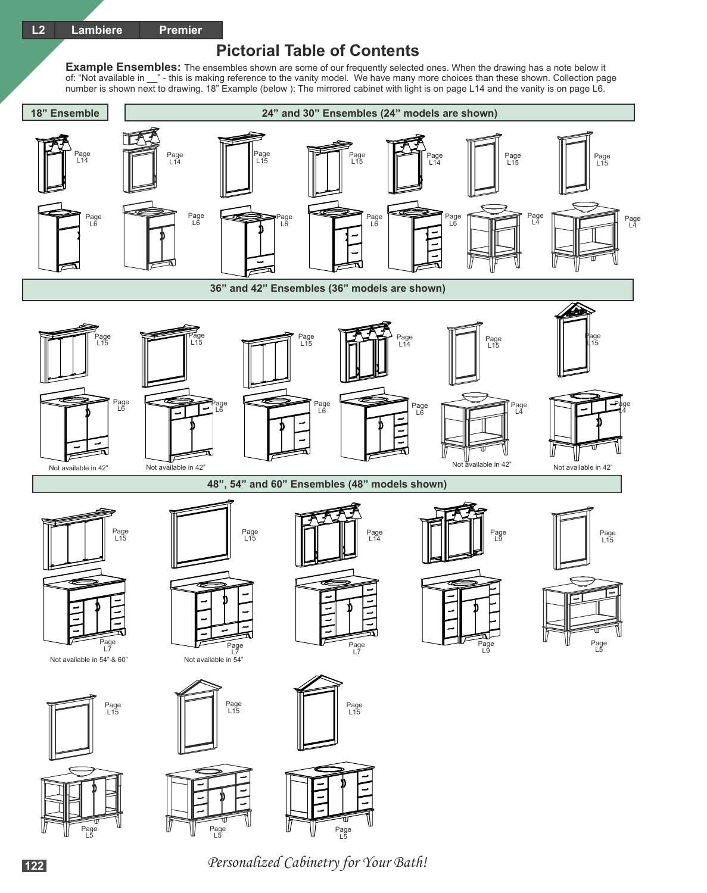# Pictorial Table of Contents

**Example Ensembles:** The ensembles shown are some of our frequently selected ones. When the drawing has a note below it of: "Not available in __" - this is making reference to the vanity model. We have many more choices than these shown. Collection page number is shown next to drawing. 18" Example (below ): The mirrored cabinet with light is on page L14 and the vanity is on page L6.

## 18" Ensemble

Page L14

Page L6

## 24" and 30" Ensembles (24" models are shown)

Page L14 / Page L6

Page L15 / Page L6

Page L15 / Page L6

Page L14 / Page L6

Page L15 / Page L4

Page L15 / Page L4

## 36" and 42" Ensembles (36" models are shown)

Page L15 / Page L6 — Not available in 42"

Page L15 / Page L6 — Not available in 42"

Page L15 / Page L6

Page L14 / Page L6

Page L15 / Page L4 — Not available in 42"

Page L15 / Page L4 — Not available in 42"

## 48", 54" and 60" Ensembles (48" models shown)

Page L15 / Page L7 — Not available in 54" & 60"

Page L15 / Page L7 — Not available in 54"

Page L14 / Page L7

Page L9 / Page L9

Page L15 / Page L5

Page L15 / Page L5

Page L15 / Page L5

Page L15 / Page L5

*Personalized Cabinetry for Your Bath!*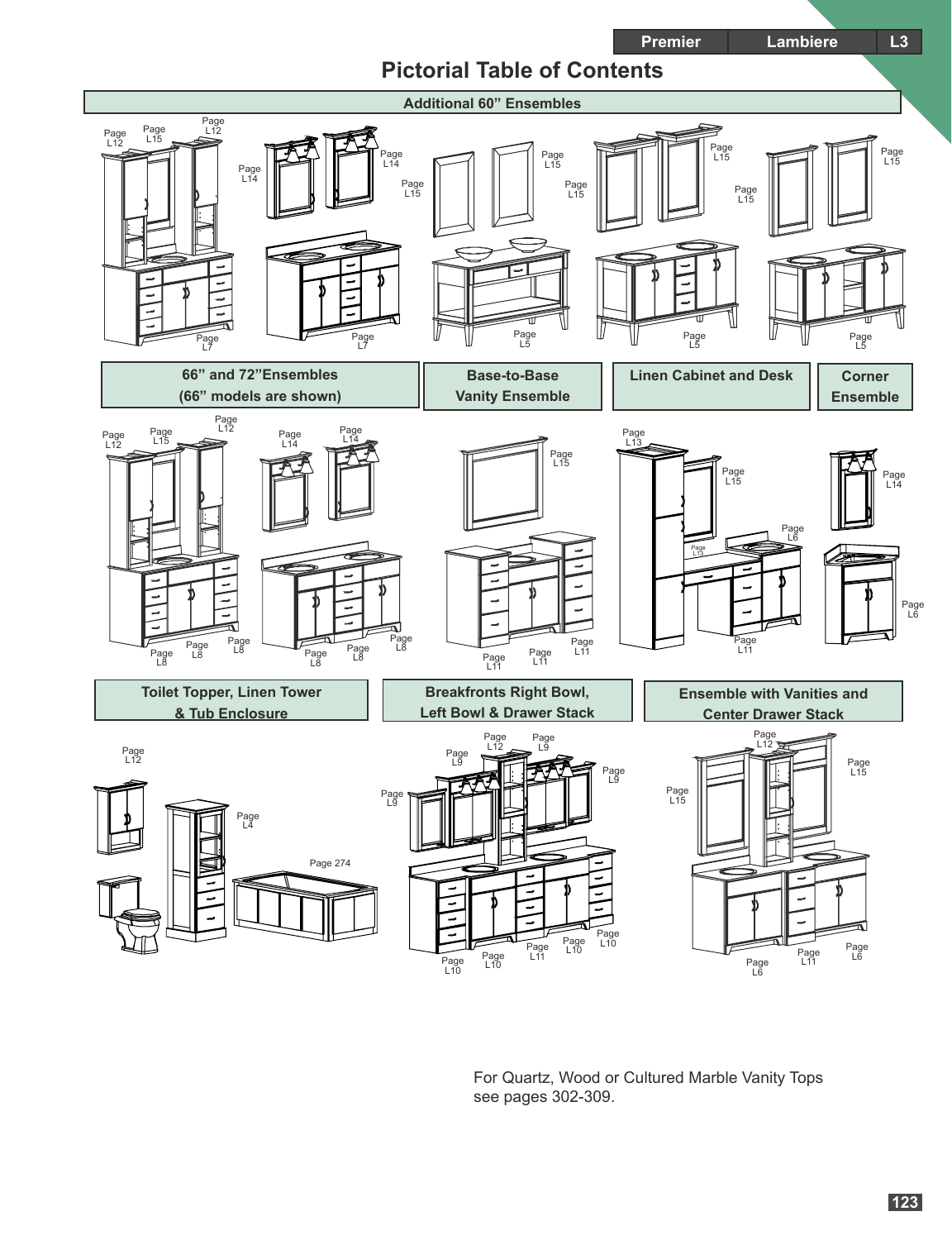# Pictorial Table of Contents

## Additional 60” Ensembles

Page L12
Page L15
Page L12
Page L14
Page L14
Page L15
Page L15
Page L15
Page L15
Page L15
Page L15
Page L7
Page L7
Page L5
Page L5
Page L5

## 66” and 72”Ensembles (66” models are shown)

Page L12
Page L15
Page L12
Page L14
Page L14
Page L8
Page L8
Page L8
Page L8
Page L8
Page L8

## Base-to-Base Vanity Ensemble

Page L15
Page L11
Page L11
Page L11

## Linen Cabinet and Desk

Page L13
Page L15
Page L6
Page L13
Page L11

## Corner Ensemble

Page L14
Page L6

## Toilet Topper, Linen Tower & Tub Enclosure

Page L12
Page L4
Page 274

## Breakfronts Right Bowl, Left Bowl & Drawer Stack

Page L12
Page L9
Page L9
Page L9
Page L9
Page L10
Page L10
Page L11
Page L10
Page L10

## Ensemble with Vanities and Center Drawer Stack

Page L12
Page L15
Page L15
Page L6
Page L11
Page L6

For Quartz, Wood or Cultured Marble Vanity Tops see pages 302-309.